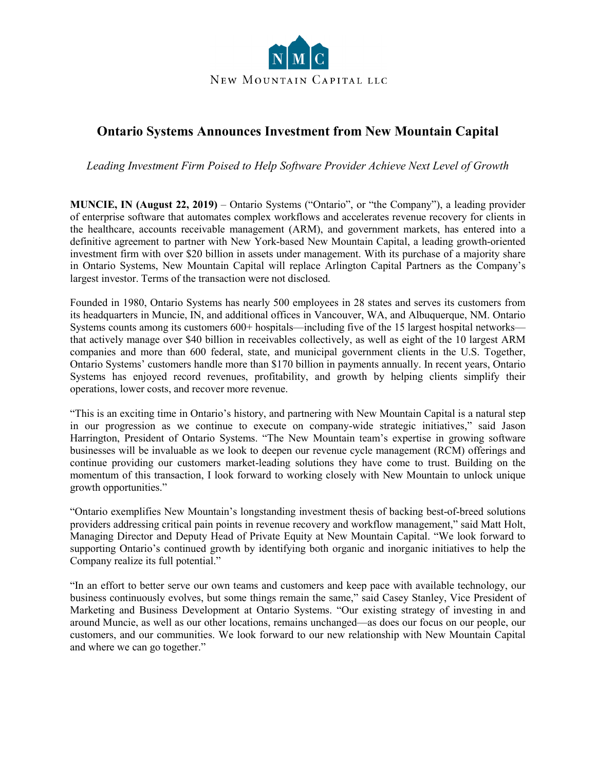NMC

New Mountain Capital LLC

# Ontario Systems Announces Investment from New Mountain Capital

*Leading Investment Firm Poised to Help Software Provider Achieve Next Level of Growth*

**MUNCIE, IN (August 22, 2019)** – Ontario Systems ("Ontario", or "the Company"), a leading provider of enterprise software that automates complex workflows and accelerates revenue recovery for clients in the healthcare, accounts receivable management (ARM), and government markets, has entered into a definitive agreement to partner with New York-based New Mountain Capital, a leading growth-oriented investment firm with over $20 billion in assets under management. With its purchase of a majority share in Ontario Systems, New Mountain Capital will replace Arlington Capital Partners as the Company's largest investor. Terms of the transaction were not disclosed.

Founded in 1980, Ontario Systems has nearly 500 employees in 28 states and serves its customers from its headquarters in Muncie, IN, and additional offices in Vancouver, WA, and Albuquerque, NM. Ontario Systems counts among its customers 600+ hospitals—including five of the 15 largest hospital networks—that actively manage over $40 billion in receivables collectively, as well as eight of the 10 largest ARM companies and more than 600 federal, state, and municipal government clients in the U.S. Together, Ontario Systems' customers handle more than $170 billion in payments annually. In recent years, Ontario Systems has enjoyed record revenues, profitability, and growth by helping clients simplify their operations, lower costs, and recover more revenue.

"This is an exciting time in Ontario's history, and partnering with New Mountain Capital is a natural step in our progression as we continue to execute on company-wide strategic initiatives," said Jason Harrington, President of Ontario Systems. "The New Mountain team's expertise in growing software businesses will be invaluable as we look to deepen our revenue cycle management (RCM) offerings and continue providing our customers market-leading solutions they have come to trust. Building on the momentum of this transaction, I look forward to working closely with New Mountain to unlock unique growth opportunities."

"Ontario exemplifies New Mountain's longstanding investment thesis of backing best-of-breed solutions providers addressing critical pain points in revenue recovery and workflow management," said Matt Holt, Managing Director and Deputy Head of Private Equity at New Mountain Capital. "We look forward to supporting Ontario's continued growth by identifying both organic and inorganic initiatives to help the Company realize its full potential."

"In an effort to better serve our own teams and customers and keep pace with available technology, our business continuously evolves, but some things remain the same," said Casey Stanley, Vice President of Marketing and Business Development at Ontario Systems. "Our existing strategy of investing in and around Muncie, as well as our other locations, remains unchanged—as does our focus on our people, our customers, and our communities. We look forward to our new relationship with New Mountain Capital and where we can go together."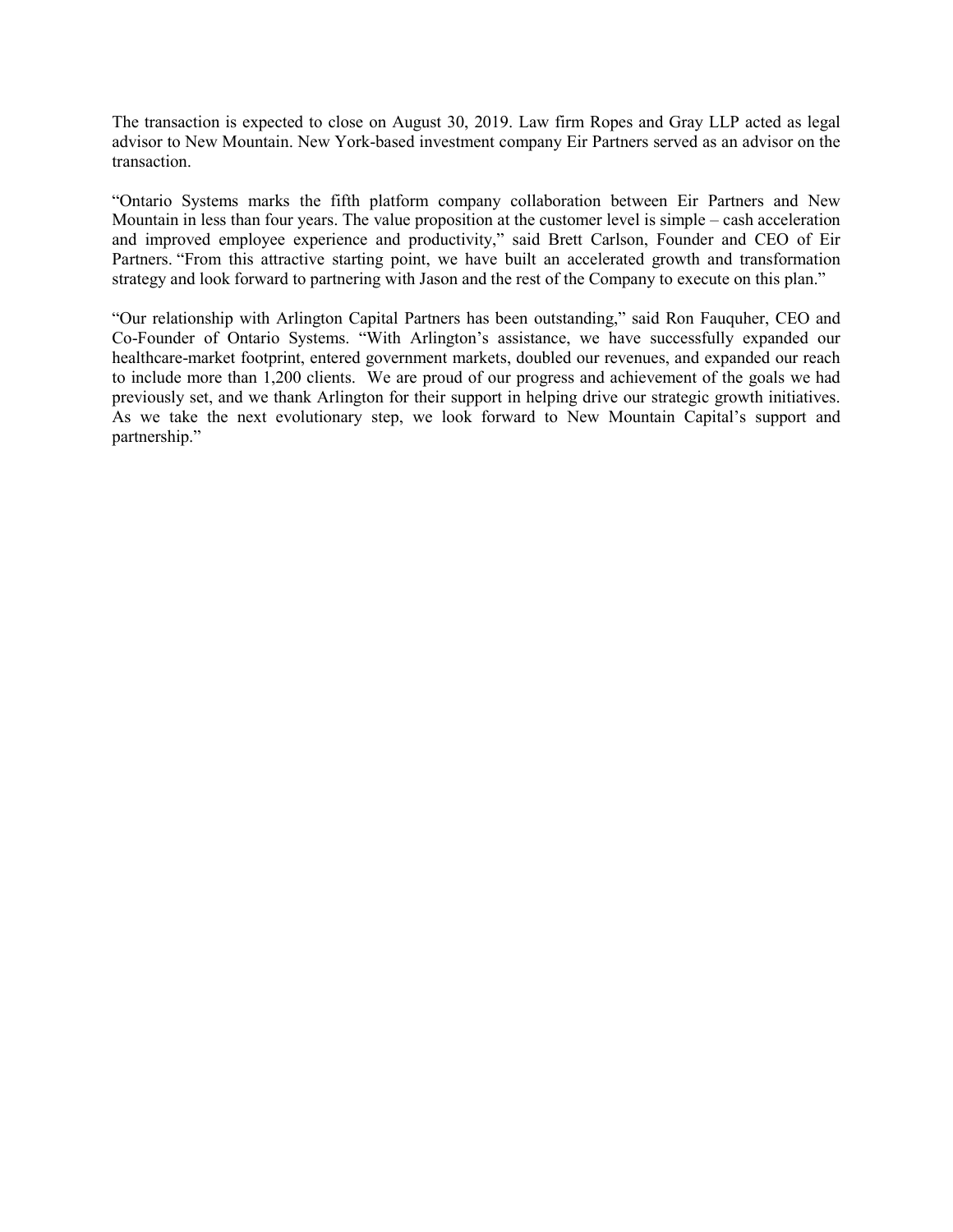The transaction is expected to close on August 30, 2019. Law firm Ropes and Gray LLP acted as legal advisor to New Mountain. New York-based investment company Eir Partners served as an advisor on the transaction.

"Ontario Systems marks the fifth platform company collaboration between Eir Partners and New Mountain in less than four years. The value proposition at the customer level is simple – cash acceleration and improved employee experience and productivity," said Brett Carlson, Founder and CEO of Eir Partners. "From this attractive starting point, we have built an accelerated growth and transformation strategy and look forward to partnering with Jason and the rest of the Company to execute on this plan."

"Our relationship with Arlington Capital Partners has been outstanding," said Ron Fauquher, CEO and Co-Founder of Ontario Systems. "With Arlington's assistance, we have successfully expanded our healthcare-market footprint, entered government markets, doubled our revenues, and expanded our reach to include more than 1,200 clients. We are proud of our progress and achievement of the goals we had previously set, and we thank Arlington for their support in helping drive our strategic growth initiatives. As we take the next evolutionary step, we look forward to New Mountain Capital's support and partnership."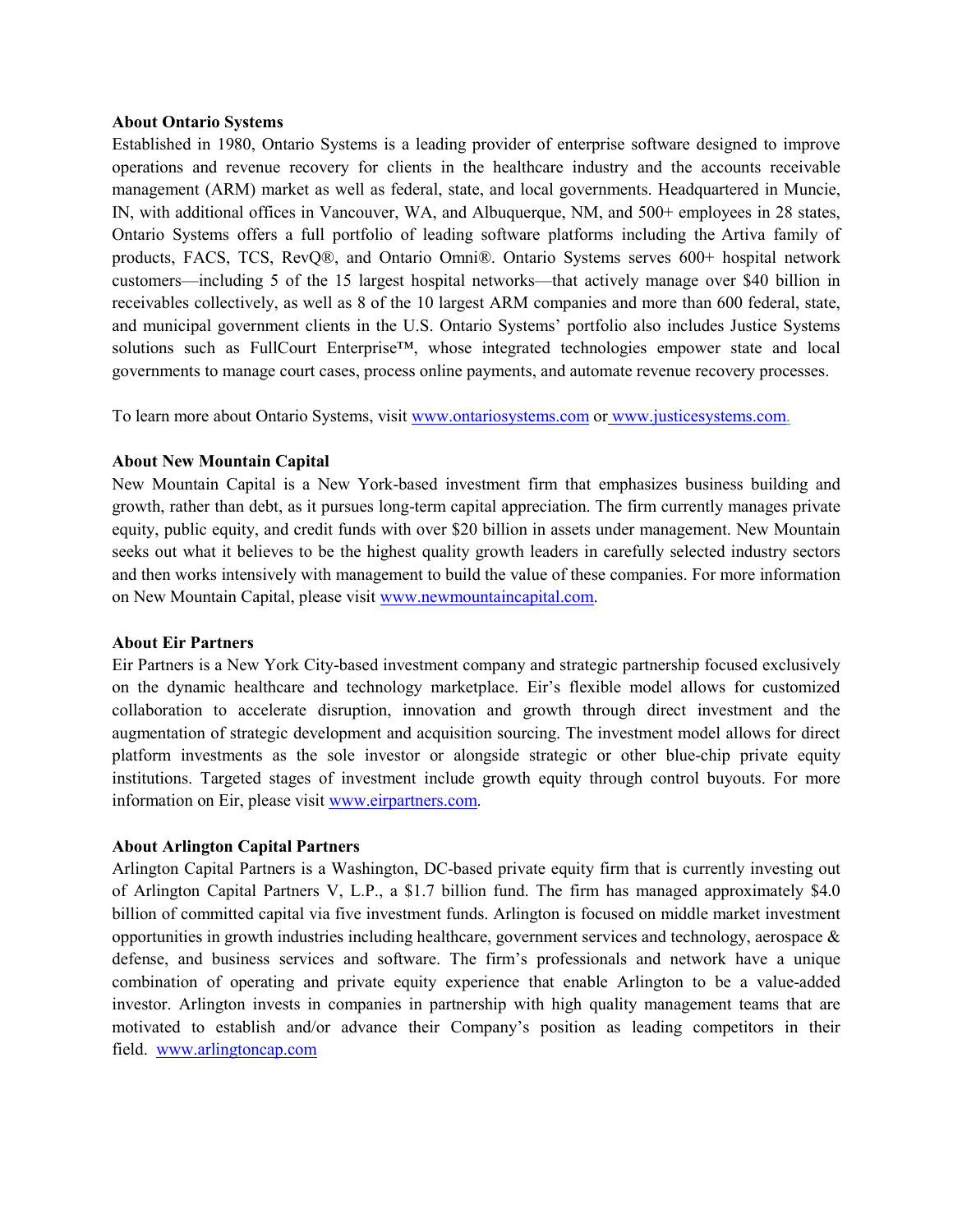**About Ontario Systems**

Established in 1980, Ontario Systems is a leading provider of enterprise software designed to improve operations and revenue recovery for clients in the healthcare industry and the accounts receivable management (ARM) market as well as federal, state, and local governments. Headquartered in Muncie, IN, with additional offices in Vancouver, WA, and Albuquerque, NM, and 500+ employees in 28 states, Ontario Systems offers a full portfolio of leading software platforms including the Artiva family of products, FACS, TCS, RevQ®, and Ontario Omni®. Ontario Systems serves 600+ hospital network customers—including 5 of the 15 largest hospital networks—that actively manage over $40 billion in receivables collectively, as well as 8 of the 10 largest ARM companies and more than 600 federal, state, and municipal government clients in the U.S. Ontario Systems' portfolio also includes Justice Systems solutions such as FullCourt Enterprise™, whose integrated technologies empower state and local governments to manage court cases, process online payments, and automate revenue recovery processes.

To learn more about Ontario Systems, visit www.ontariosystems.com or www.justicesystems.com.

**About New Mountain Capital**

New Mountain Capital is a New York-based investment firm that emphasizes business building and growth, rather than debt, as it pursues long-term capital appreciation. The firm currently manages private equity, public equity, and credit funds with over $20 billion in assets under management. New Mountain seeks out what it believes to be the highest quality growth leaders in carefully selected industry sectors and then works intensively with management to build the value of these companies. For more information on New Mountain Capital, please visit www.newmountaincapital.com.

**About Eir Partners**

Eir Partners is a New York City-based investment company and strategic partnership focused exclusively on the dynamic healthcare and technology marketplace. Eir's flexible model allows for customized collaboration to accelerate disruption, innovation and growth through direct investment and the augmentation of strategic development and acquisition sourcing. The investment model allows for direct platform investments as the sole investor or alongside strategic or other blue-chip private equity institutions. Targeted stages of investment include growth equity through control buyouts. For more information on Eir, please visit www.eirpartners.com.

**About Arlington Capital Partners**

Arlington Capital Partners is a Washington, DC-based private equity firm that is currently investing out of Arlington Capital Partners V, L.P., a $1.7 billion fund. The firm has managed approximately $4.0 billion of committed capital via five investment funds. Arlington is focused on middle market investment opportunities in growth industries including healthcare, government services and technology, aerospace & defense, and business services and software. The firm's professionals and network have a unique combination of operating and private equity experience that enable Arlington to be a value-added investor. Arlington invests in companies in partnership with high quality management teams that are motivated to establish and/or advance their Company's position as leading competitors in their field. www.arlingtoncap.com